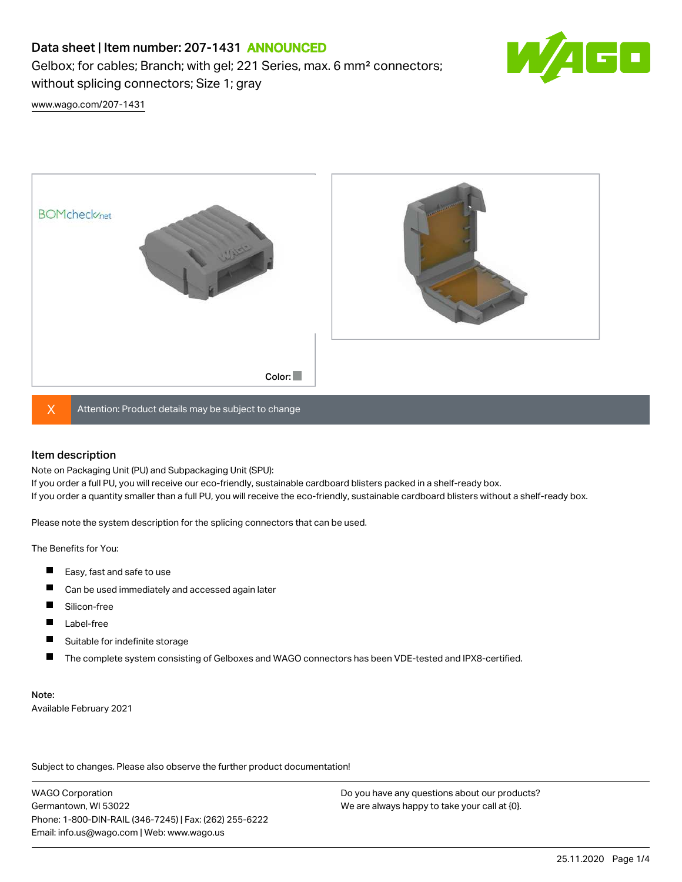# Data sheet | Item number: 207-1431 ANNOUNCED

Gelbox; for cables; Branch; with gel; 221 Series, max. 6 mm² connectors; without splicing connectors; Size 1; gray

www.wago.com/207-1431

Color:

X Attention: Product details may be subject to change

## Item description

Note on Packaging Unit (PU) and Subpackaging Unit (SPU):
If you order a full PU, you will receive our eco-friendly, sustainable cardboard blisters packed in a shelf-ready box.
If you order a quantity smaller than a full PU, you will receive the eco-friendly, sustainable cardboard blisters without a shelf-ready box.

Please note the system description for the splicing connectors that can be used.

The Benefits for You:

- Easy, fast and safe to use
- Can be used immediately and accessed again later
- Silicon-free
- Label-free
- Suitable for indefinite storage
- The complete system consisting of Gelboxes and WAGO connectors has been VDE-tested and IPX8-certified.

Note:
Available February 2021

Subject to changes. Please also observe the further product documentation!

WAGO Corporation
Germantown, WI 53022
Phone: 1-800-DIN-RAIL (346-7245) | Fax: (262) 255-6222
Email: info.us@wago.com | Web: www.wago.us

Do you have any questions about our products?
We are always happy to take your call at {0}.

25.11.2020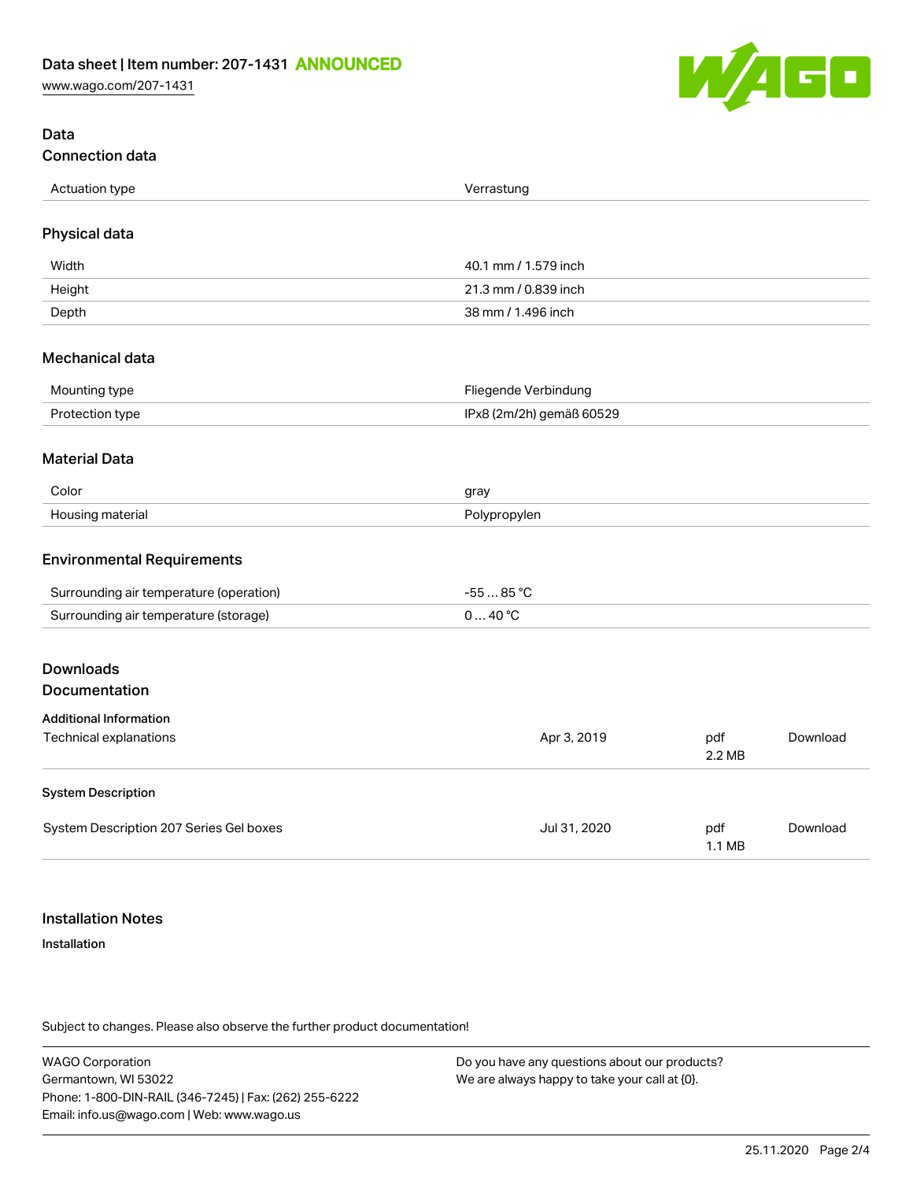## Data

### Connection data

| | |
|---|---|
| Actuation type | Verrastung |

### Physical data

| | |
|---|---|
| Width | 40.1 mm / 1.579 inch |
| Height | 21.3 mm / 0.839 inch |
| Depth | 38 mm / 1.496 inch |

### Mechanical data

| | |
|---|---|
| Mounting type | Fliegende Verbindung |
| Protection type | IPx8 (2m/2h) gemäß 60529 |

### Material Data

| | |
|---|---|
| Color | gray |
| Housing material | Polypropylen |

### Environmental Requirements

| | |
|---|---|
| Surrounding air temperature (operation) | -55 … 85 °C |
| Surrounding air temperature (storage) | 0 … 40 °C |

## Downloads

### Documentation

**Additional Information**

| | | | |
|---|---|---|---|
| Technical explanations | Apr 3, 2019 | pdf 2.2 MB | Download |

**System Description**

| | | | |
|---|---|---|---|
| System Description 207 Series Gel boxes | Jul 31, 2020 | pdf 1.1 MB | Download |

## Installation Notes

**Installation**

Subject to changes. Please also observe the further product documentation!

WAGO Corporation
Germantown, WI 53022
Phone: 1-800-DIN-RAIL (346-7245) | Fax: (262) 255-6222
Email: info.us@wago.com | Web: www.wago.us

Do you have any questions about our products?
We are always happy to take your call at {0}.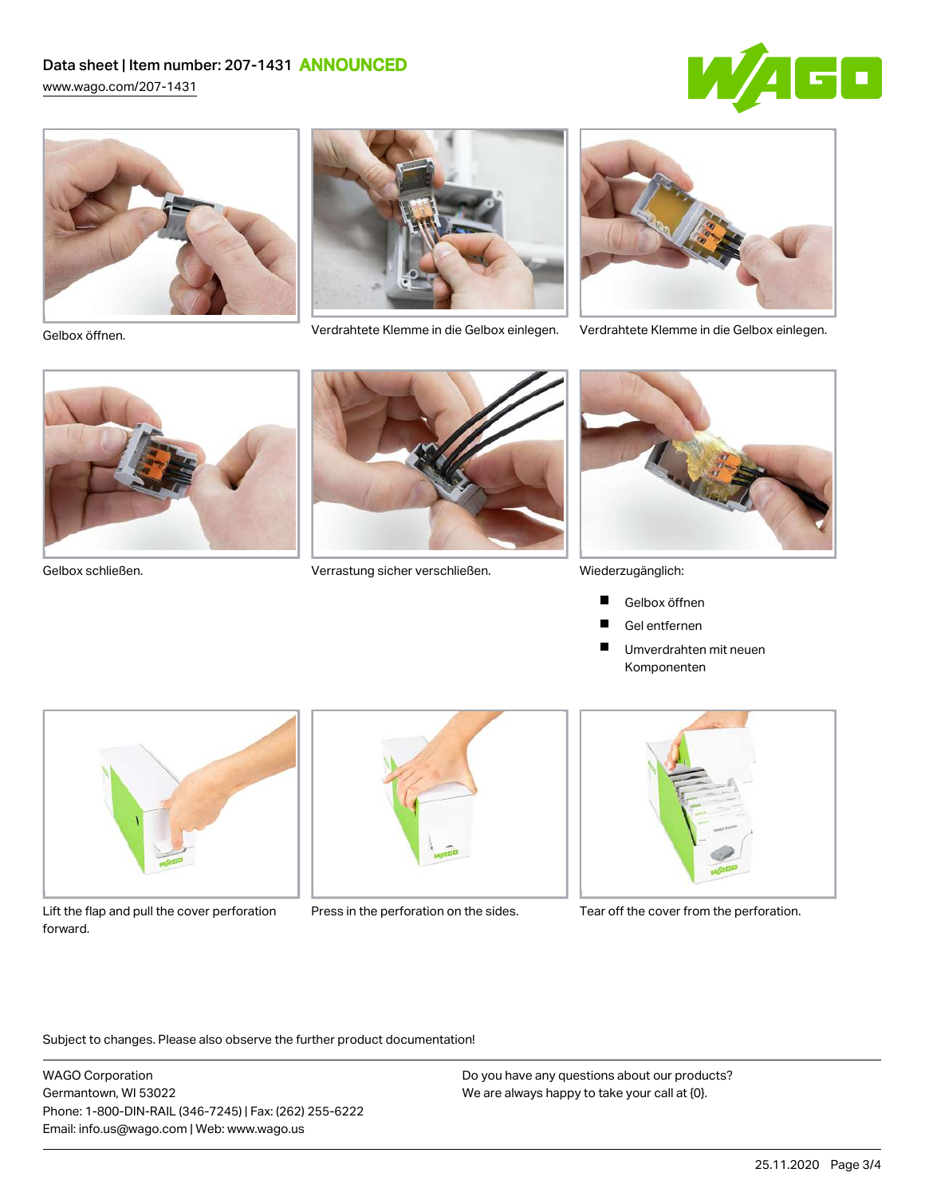Gelbox öffnen.

Verdrahtete Klemme in die Gelbox einlegen.

Verdrahtete Klemme in die Gelbox einlegen.

Gelbox schließen.

Verrastung sicher verschließen.

Wiederzugänglich:

- Gelbox öffnen
- Gel entfernen
- Umverdrahten mit neuen Komponenten

Lift the flap and pull the cover perforation forward.

Press in the perforation on the sides.

Tear off the cover from the perforation.

Subject to changes. Please also observe the further product documentation!

WAGO Corporation
Germantown, WI 53022
Phone: 1-800-DIN-RAIL (346-7245) | Fax: (262) 255-6222
Email: info.us@wago.com | Web: www.wago.us

Do you have any questions about our products?
We are always happy to take your call at {0}.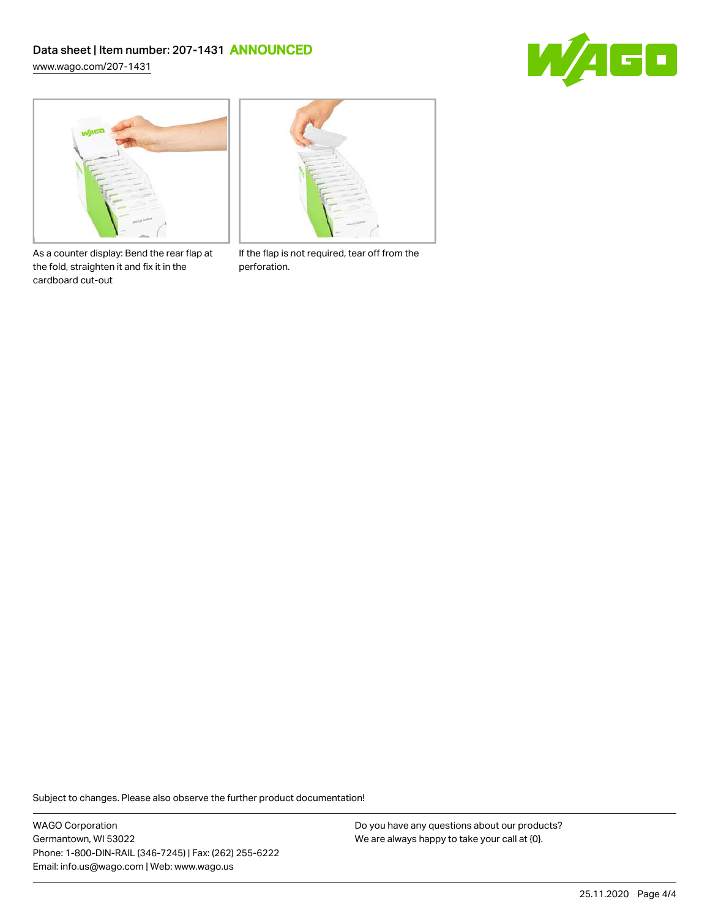Data sheet | Item number: 207-1431 **ANNOUNCED**

www.wago.com/207-1431

As a counter display: Bend the rear flap at the fold, straighten it and fix it in the cardboard cut-out

If the flap is not required, tear off from the perforation.

Subject to changes. Please also observe the further product documentation!

WAGO Corporation
Germantown, WI 53022
Phone: 1-800-DIN-RAIL (346-7245) | Fax: (262) 255-6222
Email: info.us@wago.com | Web: www.wago.us

Do you have any questions about our products?
We are always happy to take your call at {0}.

25.11.2020